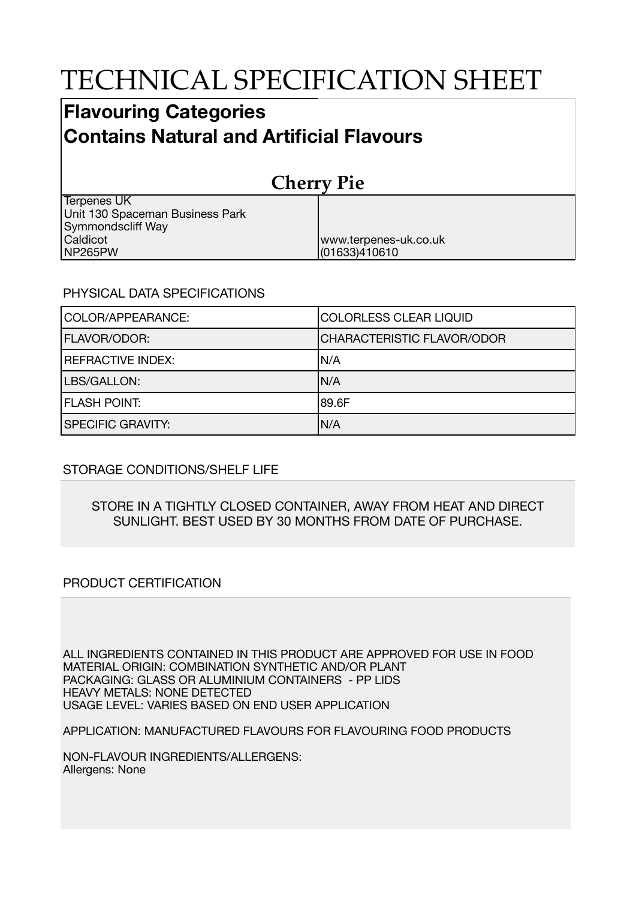# TECHNICAL SPECIFICATION SHEET

## Flavouring Categories
## Contains Natural and Artificial Flavours

### Cherry Pie

| | |
|---|---|
| Terpenes UK<br>Unit 130 Spaceman Business Park<br>Symmondscliff Way<br>Caldicot<br>NP265PW | www.terpenes-uk.co.uk<br>(01633)410610 |

PHYSICAL DATA SPECIFICATIONS

| | |
|---|---|
| COLOR/APPEARANCE: | COLORLESS CLEAR LIQUID |
| FLAVOR/ODOR: | CHARACTERISTIC FLAVOR/ODOR |
| REFRACTIVE INDEX: | N/A |
| LBS/GALLON: | N/A |
| FLASH POINT: | 89.6F |
| SPECIFIC GRAVITY: | N/A |

STORAGE CONDITIONS/SHELF LIFE

STORE IN A TIGHTLY CLOSED CONTAINER, AWAY FROM HEAT AND DIRECT SUNLIGHT. BEST USED BY 30 MONTHS FROM DATE OF PURCHASE.

PRODUCT CERTIFICATION

ALL INGREDIENTS CONTAINED IN THIS PRODUCT ARE APPROVED FOR USE IN FOOD
MATERIAL ORIGIN: COMBINATION SYNTHETIC AND/OR PLANT
PACKAGING: GLASS OR ALUMINIUM CONTAINERS - PP LIDS
HEAVY METALS: NONE DETECTED
USAGE LEVEL: VARIES BASED ON END USER APPLICATION

APPLICATION: MANUFACTURED FLAVOURS FOR FLAVOURING FOOD PRODUCTS

NON-FLAVOUR INGREDIENTS/ALLERGENS:
Allergens: None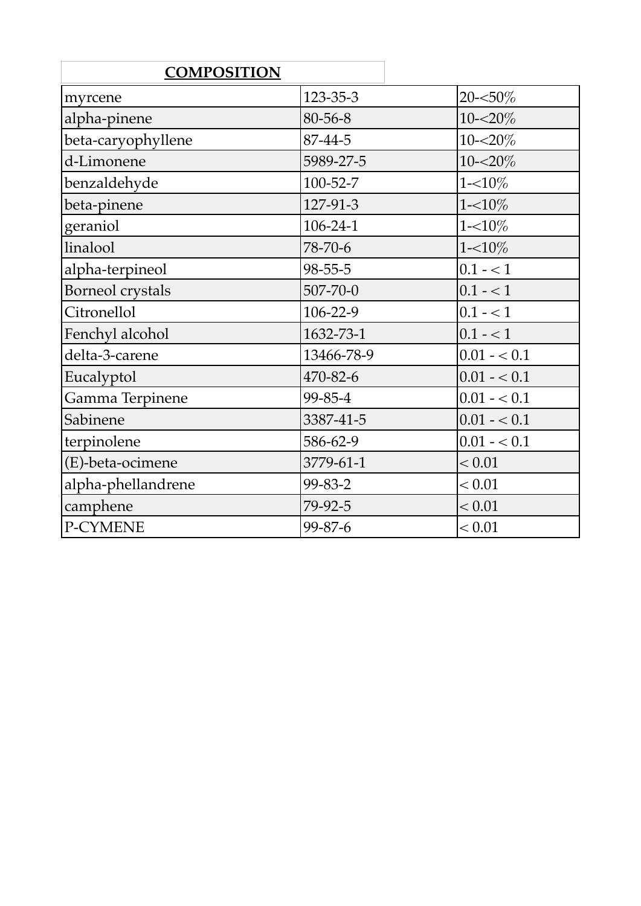**COMPOSITION**

| | | |
|---|---|---|
| myrcene | 123-35-3 | 20-<50% |
| alpha-pinene | 80-56-8 | 10-<20% |
| beta-caryophyllene | 87-44-5 | 10-<20% |
| d-Limonene | 5989-27-5 | 10-<20% |
| benzaldehyde | 100-52-7 | 1-<10% |
| beta-pinene | 127-91-3 | 1-<10% |
| geraniol | 106-24-1 | 1-<10% |
| linalool | 78-70-6 | 1-<10% |
| alpha-terpineol | 98-55-5 | 0.1 - < 1 |
| Borneol crystals | 507-70-0 | 0.1 - < 1 |
| Citronellol | 106-22-9 | 0.1 - < 1 |
| Fenchyl alcohol | 1632-73-1 | 0.1 - < 1 |
| delta-3-carene | 13466-78-9 | 0.01 - < 0.1 |
| Eucalyptol | 470-82-6 | 0.01 - < 0.1 |
| Gamma Terpinene | 99-85-4 | 0.01 - < 0.1 |
| Sabinene | 3387-41-5 | 0.01 - < 0.1 |
| terpinolene | 586-62-9 | 0.01 - < 0.1 |
| (E)-beta-ocimene | 3779-61-1 | < 0.01 |
| alpha-phellandrene | 99-83-2 | < 0.01 |
| camphene | 79-92-5 | < 0.01 |
| P-CYMENE | 99-87-6 | < 0.01 |